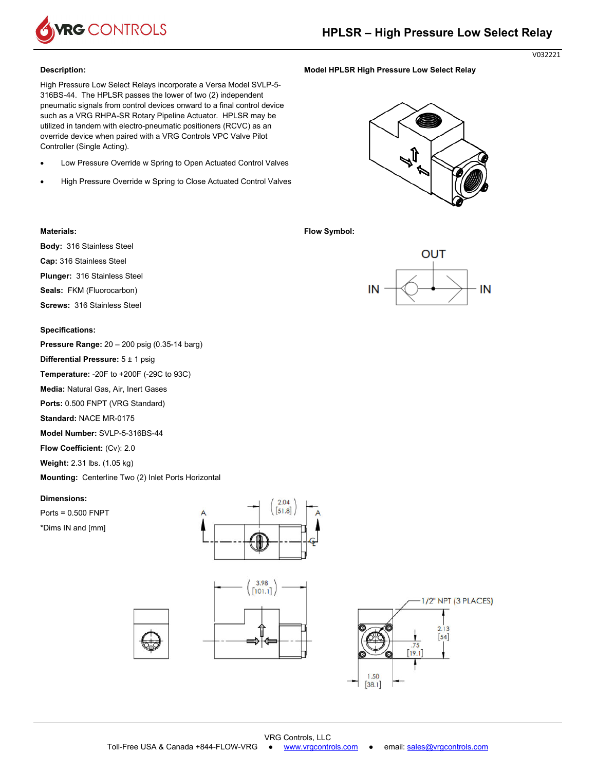# HPLSR – High Pressure Low Select Relay

V032221

## Description:

High Pressure Low Select Relays incorporate a Versa Model SVLP-5-316BS-44. The HPLSR passes the lower of two (2) independent pneumatic signals from control devices onward to a final control device such as a VRG RHPA-SR Rotary Pipeline Actuator. HPLSR may be utilized in tandem with electro-pneumatic positioners (RCVC) as an override device when paired with a VRG Controls VPC Valve Pilot Controller (Single Acting).

- Low Pressure Override w Spring to Open Actuated Control Valves
- High Pressure Override w Spring to Close Actuated Control Valves

**Model HPLSR High Pressure Low Select Relay**

## Materials:

**Body:** 316 Stainless Steel

**Cap:** 316 Stainless Steel

**Plunger:** 316 Stainless Steel

**Seals:** FKM (Fluorocarbon)

**Screws:** 316 Stainless Steel

**Flow Symbol:**

OUT

IN IN

## Specifications:

**Pressure Range:** 20 – 200 psig (0.35-14 barg)

**Differential Pressure:** 5 ± 1 psig

**Temperature:** -20F to +200F (-29C to 93C)

**Media:** Natural Gas, Air, Inert Gases

**Ports:** 0.500 FNPT (VRG Standard)

**Standard:** NACE MR-0175

**Model Number:** SVLP-5-316BS-44

**Flow Coefficient:** (Cv): 2.0

**Weight:** 2.31 lbs. (1.05 kg)

**Mounting:** Centerline Two (2) Inlet Ports Horizontal

## Dimensions:

Ports = 0.500 FNPT

*Dims IN and [mm]

A A 2.04 [51.8]

3.98 [101.1]

1/2" NPT (3 PLACES)

2.13 [54]

.75 [19.1]

1.50 [38.1]

VRG Controls, LLC

Toll-Free USA & Canada +844-FLOW-VRG • www.vrgcontrols.com • email: sales@vrgcontrols.com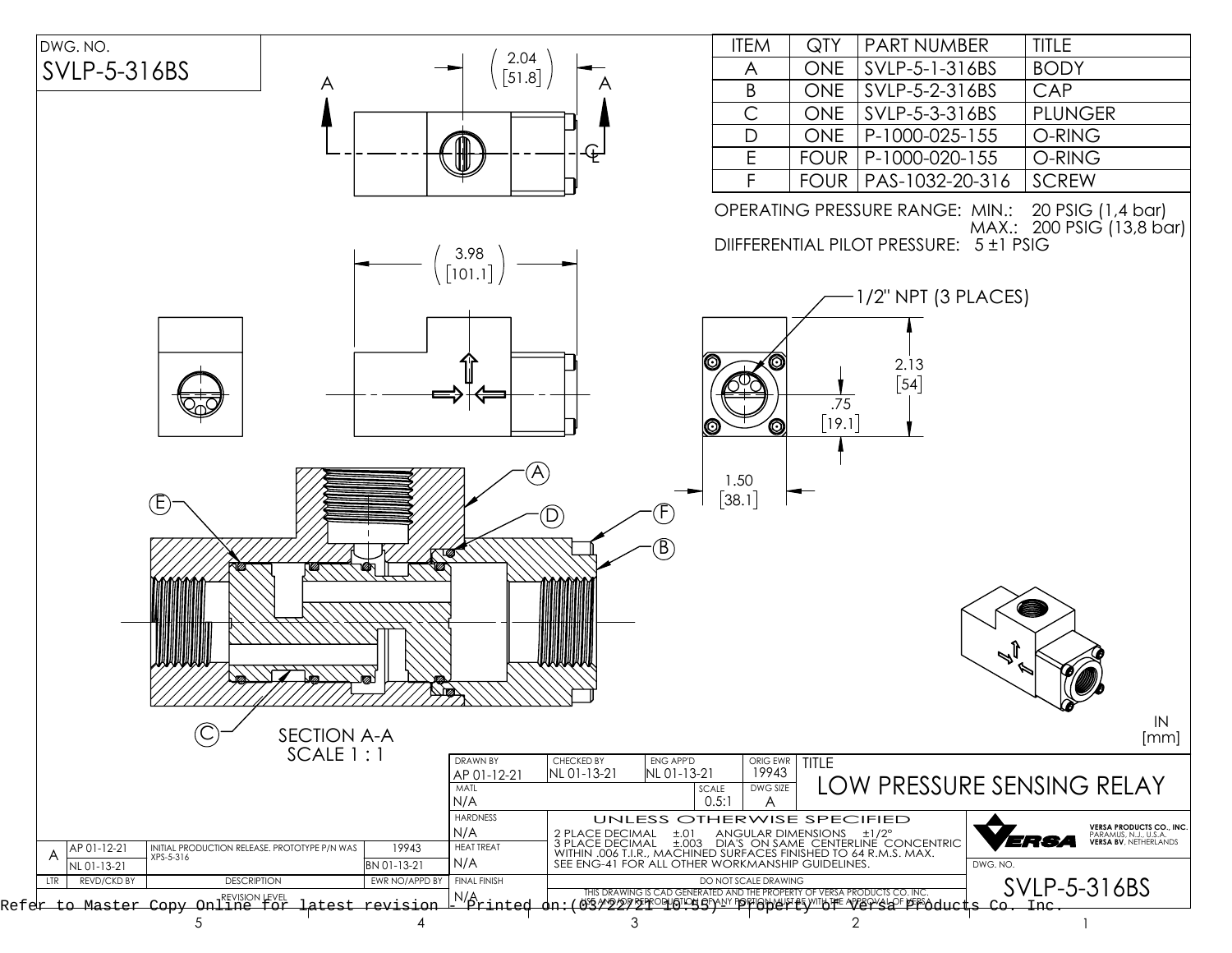DWG. NO.
SVLP-5-316BS

| ITEM | QTY | PART NUMBER | TITLE |
|---|---|---|---|
| A | ONE | SVLP-5-1-316BS | BODY |
| B | ONE | SVLP-5-2-316BS | CAP |
| C | ONE | SVLP-5-3-316BS | PLUNGER |
| D | ONE | P-1000-025-155 | O-RING |
| E | FOUR | P-1000-020-155 | O-RING |
| F | FOUR | PAS-1032-20-316 | SCREW |

OPERATING PRESSURE RANGE: MIN.: 20 PSIG (1,4 bar)
MAX.: 200 PSIG (13,8 bar)
DIIFFERENTIAL PILOT PRESSURE: 5 ±1 PSIG

(2.04 [51.8])

(3.98 [101.1])

1/2" NPT (3 PLACES)

2.13 [54]

.75 [19.1]

1.50 [38.1]

A A

SECTION A-A
SCALE 1 : 1

IN [mm]

| DRAWN BY | CHECKED BY | ENG APP'D | ORIG EWR |
|---|---|---|---|
| AP 01-12-21 | NL 01-13-21 | NL 01-13-21 | 19943 |

MATL: N/A
SCALE: 0.5:1
DWG SIZE: A
HARDNESS: N/A
HEAT TREAT: N/A
FINAL FINISH: N/A

TITLE
LOW PRESSURE SENSING RELAY

UNLESS OTHERWISE SPECIFIED
2 PLACE DECIMAL ±.01 ANGULAR DIMENSIONS ±1/2°
3 PLACE DECIMAL ±.003 DIA'S ON SAME CENTERLINE CONCENTRIC WITHIN .006 T.I.R., MACHINED SURFACES FINISHED TO 64 R.M.S. MAX.
SEE ENG-41 FOR ALL OTHER WORKMANSHIP GUIDELINES.

DO NOT SCALE DRAWING
THIS DRAWING IS CAD GENERATED AND THE PROPERTY OF VERSA PRODUCTS CO. INC. USE AND/OR REPRODUCTION OF ANY PORTION MUST BE WITH THE APPROVAL OF VERSA.

VERSA PRODUCTS CO., INC. PARAMUS, N.J., U.S.A.
VERSA BV, NETHERLANDS

DWG. NO.
SVLP-5-316BS

| LTR | REVD/CKD BY | DESCRIPTION | EWR NO/APPD BY |
|---|---|---|---|
| A | AP 01-12-21 / NL 01-13-21 | INITIAL PRODUCTION RELEASE. PROTOTYPE P/N WAS XPS-5-316 | 19943 / BN 01-13-21 |

REVISION LEVEL

Refer to Master Copy Online for latest revision - Printed on:(03/22/21 10:55) - Property of Versa Products Co. Inc.